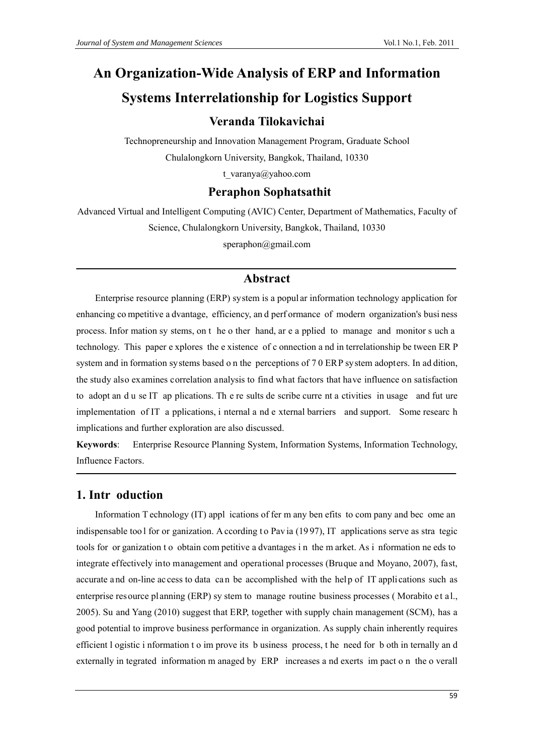# An Organization-Wide Analysis of ERP and Information Systems Interrelationship for Logistics Support

## Veranda Tilokavichai

Technopreneurship and Innovation Management Program, Graduate School

Chulalongkorn University, Bangkok, Thailand, 10330

t_varanya@yahoo.com

## Peraphon Sophatsathit

Advanced Virtual and Intelligent Computing (AVIC) Center, Department of Mathematics, Faculty of Science, Chulalongkorn University, Bangkok, Thailand, 10330

speraphon@gmail.com

## Abstract

Enterprise resource planning (ERP) system is a popular information technology application for enhancing competitive advantage, efficiency, and performance of modern organization's business process. Information systems, on the other hand, are applied to manage and monitor such a technology. This paper explores the existence of connection and interrelationship between ERP system and information systems based on the perceptions of 70 ERP system adopters. In addition, the study also examines correlation analysis to find what factors that have influence on satisfaction to adopt and use IT applications. The results describe current activities in usage and future implementation of IT applications, internal and external barriers and support. Some research implications and further exploration are also discussed.

**Keywords**: Enterprise Resource Planning System, Information Systems, Information Technology, Influence Factors.

## 1. Introduction

Information Technology (IT) applications offer many benefits to company and become an indispensable tool for organization. According to Pavia (1997), IT applications serve as strategic tools for organization to obtain competitive advantages in the market. As information needs to integrate effectively into management and operational processes (Bruque and Moyano, 2007), fast, accurate and on-line access to data can be accomplished with the help of IT applications such as enterprise resource planning (ERP) system to manage routine business processes (Morabito et al., 2005). Su and Yang (2010) suggest that ERP, together with supply chain management (SCM), has a good potential to improve business performance in organization. As supply chain inherently requires efficient logistic information to improve its business process, the need for both internally and externally integrated information managed by ERP increases and exerts impact on the overall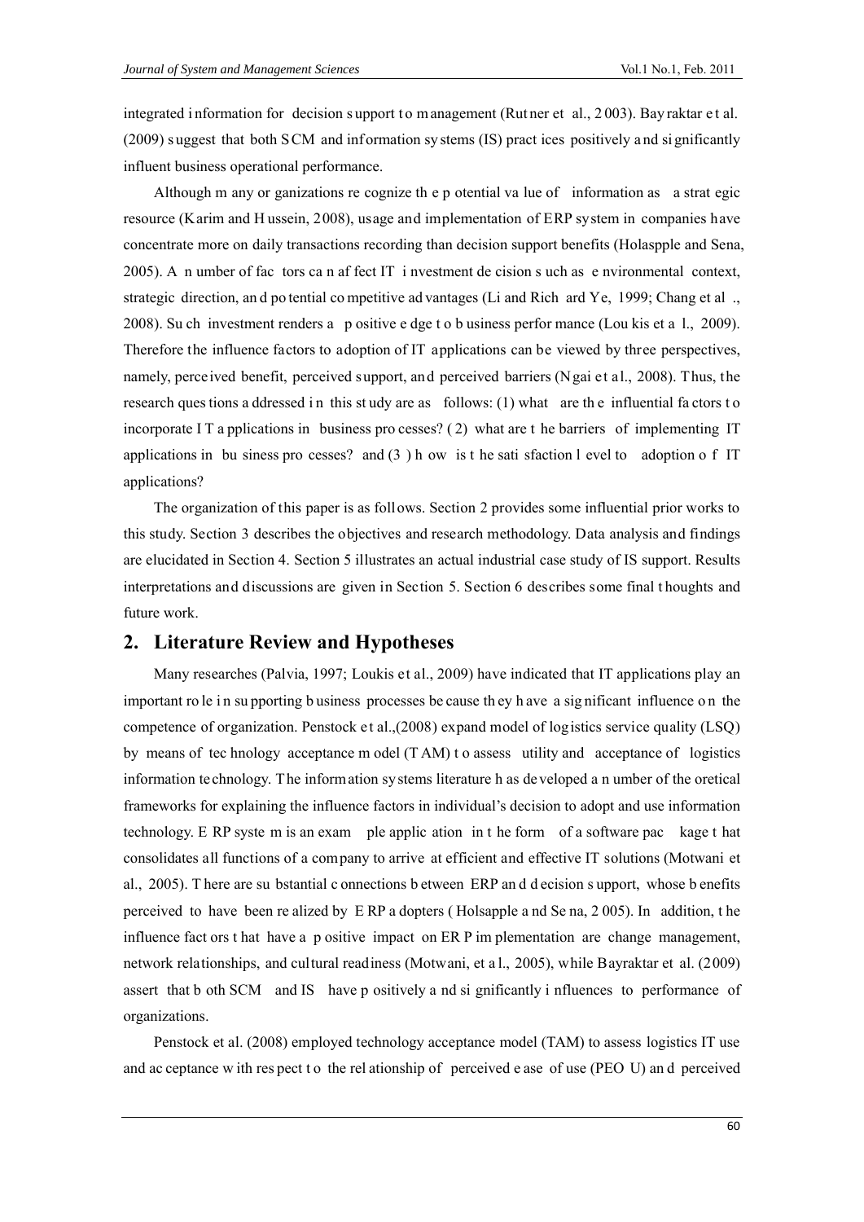integrated information for decision support to management (Rutner et al., 2003). Bayraktar et al. (2009) suggest that both SCM and information systems (IS) practices positively and significantly influent business operational performance.

Although many organizations recognize the potential value of information as a strategic resource (Karim and Hussein, 2008), usage and implementation of ERP system in companies have concentrate more on daily transactions recording than decision support benefits (Holaspple and Sena, 2005). A number of factors can affect IT investment decision such as environmental context, strategic direction, and potential competitive advantages (Li and Richard Ye, 1999; Chang et al., 2008). Such investment renders a positive edge to business performance (Loukis et al., 2009). Therefore the influence factors to adoption of IT applications can be viewed by three perspectives, namely, perceived benefit, perceived support, and perceived barriers (Ngai et al., 2008). Thus, the research questions addressed in this study are as follows: (1) what are the influential factors to incorporate IT applications in business processes? (2) what are the barriers of implementing IT applications in business processes? and (3) how is the satisfaction level to adoption of IT applications?

The organization of this paper is as follows. Section 2 provides some influential prior works to this study. Section 3 describes the objectives and research methodology. Data analysis and findings are elucidated in Section 4. Section 5 illustrates an actual industrial case study of IS support. Results interpretations and discussions are given in Section 5. Section 6 describes some final thoughts and future work.

## 2. Literature Review and Hypotheses

Many researches (Palvia, 1997; Loukis et al., 2009) have indicated that IT applications play an important role in supporting business processes because they have a significant influence on the competence of organization. Penstock et al.,(2008) expand model of logistics service quality (LSQ) by means of technology acceptance model (TAM) to assess utility and acceptance of logistics information technology. The information systems literature has developed a number of theoretical frameworks for explaining the influence factors in individual's decision to adopt and use information technology. ERP system is an example application in the form of a software package that consolidates all functions of a company to arrive at efficient and effective IT solutions (Motwani et al., 2005). There are substantial connections between ERP and decision support, whose benefits perceived to have been realized by ERP adopters (Holsapple and Sena, 2005). In addition, the influence factors that have a positive impact on ERP implementation are change management, network relationships, and cultural readiness (Motwani, et al., 2005), while Bayraktar et al. (2009) assert that both SCM and IS have positively and significantly influences to performance of organizations.

Penstock et al. (2008) employed technology acceptance model (TAM) to assess logistics IT use and acceptance with respect to the relationship of perceived ease of use (PEOU) and perceived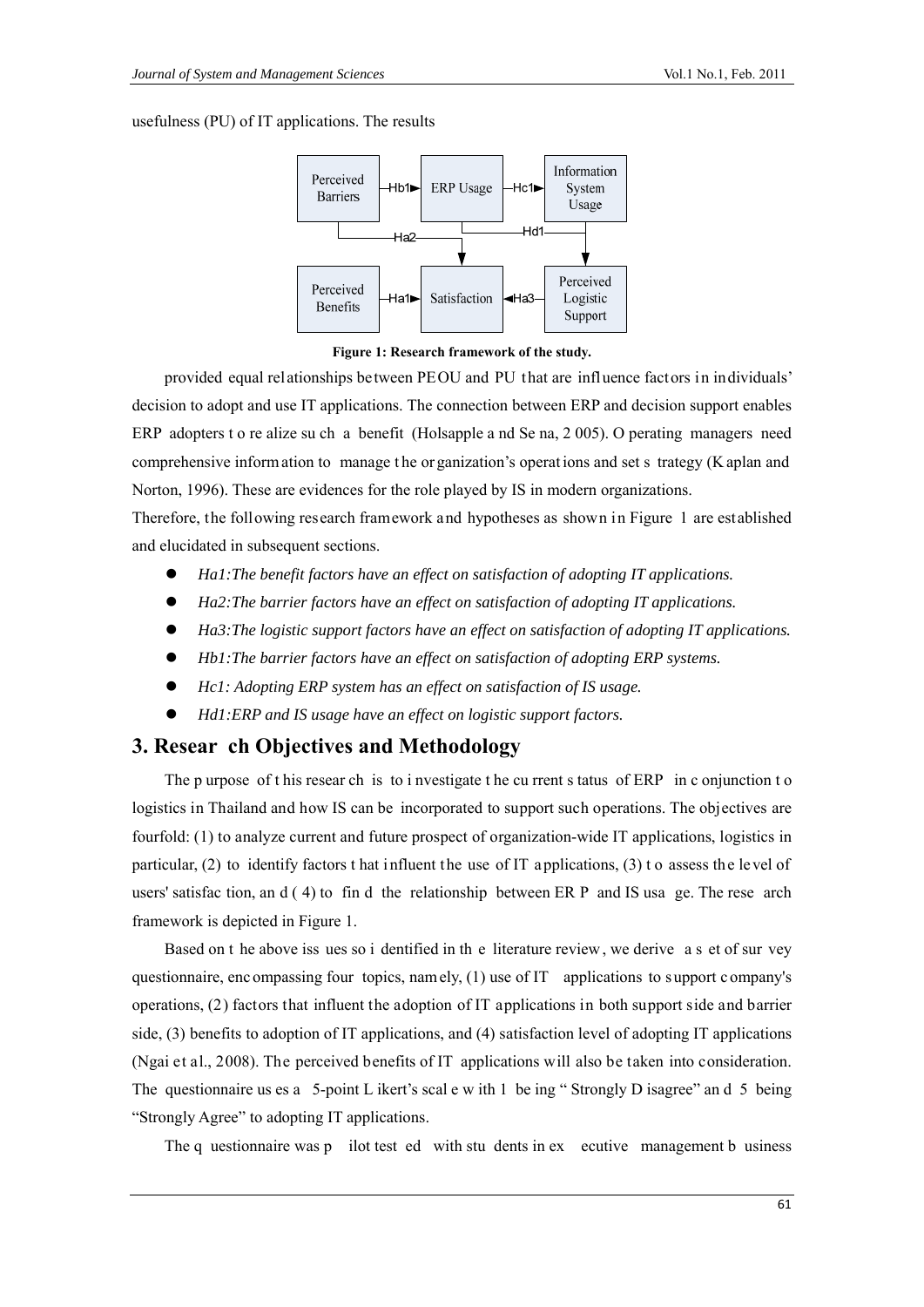usefulness (PU) of IT applications. The results

Figure 1: Research framework of the study.

provided equal relationships between PEOU and PU that are influence factors in individuals' decision to adopt and use IT applications. The connection between ERP and decision support enables ERP adopters to realize such a benefit (Holsapple and Sena, 2005). Operating managers need comprehensive information to manage the organization's operations and set strategy (Kaplan and Norton, 1996). These are evidences for the role played by IS in modern organizations.

Therefore, the following research framework and hypotheses as shown in Figure 1 are established and elucidated in subsequent sections.

- *Ha1:The benefit factors have an effect on satisfaction of adopting IT applications.*
- *Ha2:The barrier factors have an effect on satisfaction of adopting IT applications.*
- *Ha3:The logistic support factors have an effect on satisfaction of adopting IT applications.*
- *Hb1:The barrier factors have an effect on satisfaction of adopting ERP systems.*
- *Hc1: Adopting ERP system has an effect on satisfaction of IS usage.*
- *Hd1:ERP and IS usage have an effect on logistic support factors.*

## 3. Research Objectives and Methodology

The purpose of this research is to investigate the current status of ERP in conjunction to logistics in Thailand and how IS can be incorporated to support such operations. The objectives are fourfold: (1) to analyze current and future prospect of organization-wide IT applications, logistics in particular, (2) to identify factors that influent the use of IT applications, (3) to assess the level of users' satisfaction, and (4) to find the relationship between ERP and IS usage. The research framework is depicted in Figure 1.

Based on the above issues so identified in the literature review, we derive a set of survey questionnaire, encompassing four topics, namely, (1) use of IT applications to support company's operations, (2) factors that influent the adoption of IT applications in both support side and barrier side, (3) benefits to adoption of IT applications, and (4) satisfaction level of adopting IT applications (Ngai et al., 2008). The perceived benefits of IT applications will also be taken into consideration. The questionnaire uses a 5-point Likert's scale with 1 being "Strongly Disagree" and 5 being "Strongly Agree" to adopting IT applications.

The questionnaire was pilot tested with students in executive management business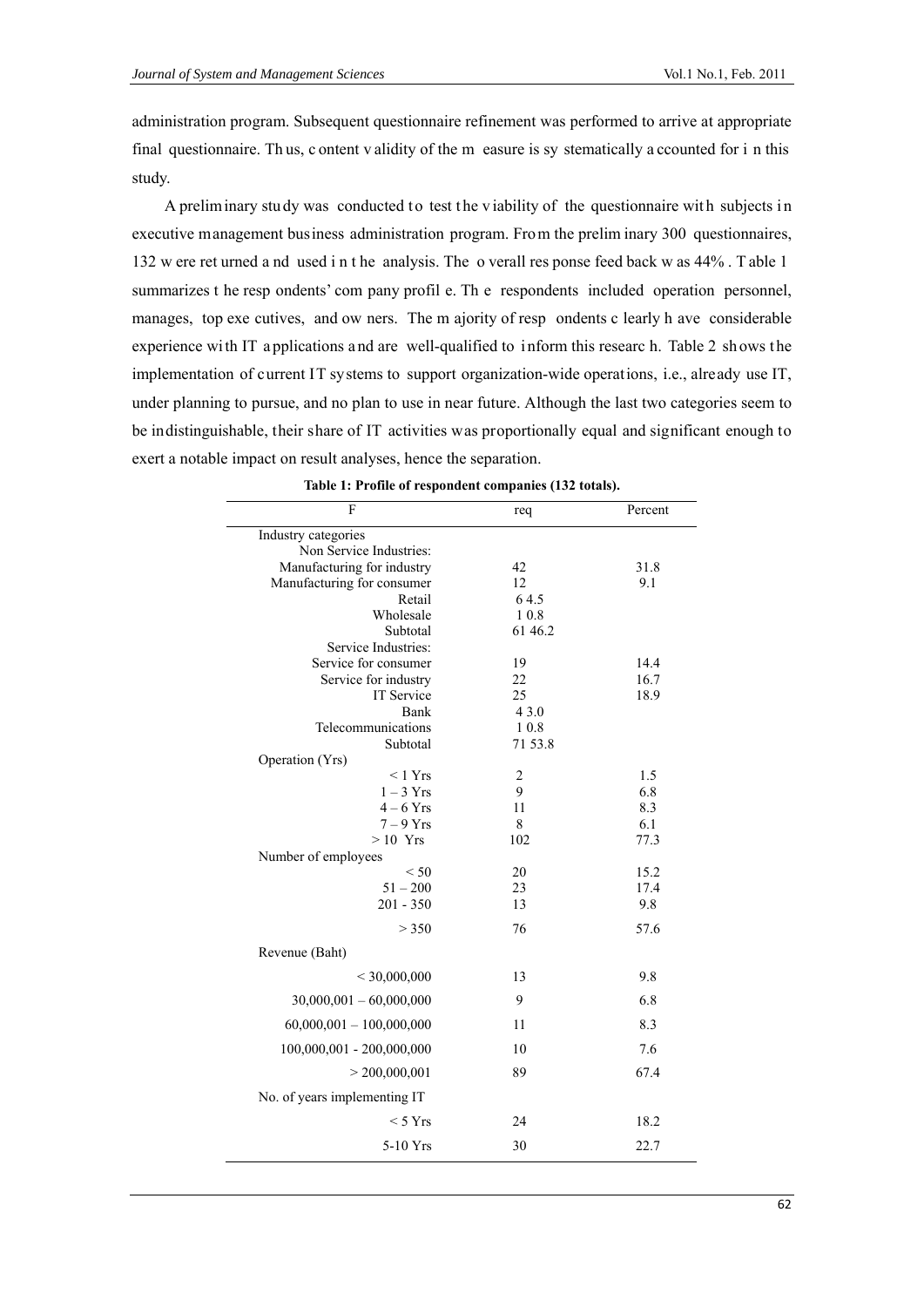administration program. Subsequent questionnaire refinement was performed to arrive at appropriate final questionnaire. Thus, content validity of the measure is systematically accounted for in this study.

A preliminary study was conducted to test the viability of the questionnaire with subjects in executive management business administration program. From the preliminary 300 questionnaires, 132 were returned and used in the analysis. The overall response feedback was 44%. Table 1 summarizes the respondents' company profile. The respondents included operation personnel, manages, top executives, and owners. The majority of respondents clearly have considerable experience with IT applications and are well-qualified to inform this research. Table 2 shows the implementation of current IT systems to support organization-wide operations, i.e., already use IT, under planning to pursue, and no plan to use in near future. Although the last two categories seem to be indistinguishable, their share of IT activities was proportionally equal and significant enough to exert a notable impact on result analyses, hence the separation.

**Table 1: Profile of respondent companies (132 totals).**

| F | req | Percent |
|---|---|---|
| Industry categories | | |
| Non Service Industries: | | |
| Manufacturing for industry | 42 | 31.8 |
| Manufacturing for consumer | 12 | 9.1 |
| Retail | 6 | 4.5 |
| Wholesale | 1 | 0.8 |
| Subtotal | 61 | 46.2 |
| Service Industries: | | |
| Service for consumer | 19 | 14.4 |
| Service for industry | 22 | 16.7 |
| IT Service | 25 | 18.9 |
| Bank | 4 | 3.0 |
| Telecommunications | 1 | 0.8 |
| Subtotal | 71 | 53.8 |
| Operation (Yrs) | | |
| < 1 Yrs | 2 | 1.5 |
| 1 – 3 Yrs | 9 | 6.8 |
| 4 – 6 Yrs | 11 | 8.3 |
| 7 – 9 Yrs | 8 | 6.1 |
| > 10 Yrs | 102 | 77.3 |
| Number of employees | | |
| < 50 | 20 | 15.2 |
| 51 – 200 | 23 | 17.4 |
| 201 - 350 | 13 | 9.8 |
| > 350 | 76 | 57.6 |
| Revenue (Baht) | | |
| < 30,000,000 | 13 | 9.8 |
| 30,000,001 – 60,000,000 | 9 | 6.8 |
| 60,000,001 – 100,000,000 | 11 | 8.3 |
| 100,000,001 - 200,000,000 | 10 | 7.6 |
| > 200,000,001 | 89 | 67.4 |
| No. of years implementing IT | | |
| < 5 Yrs | 24 | 18.2 |
| 5-10 Yrs | 30 | 22.7 |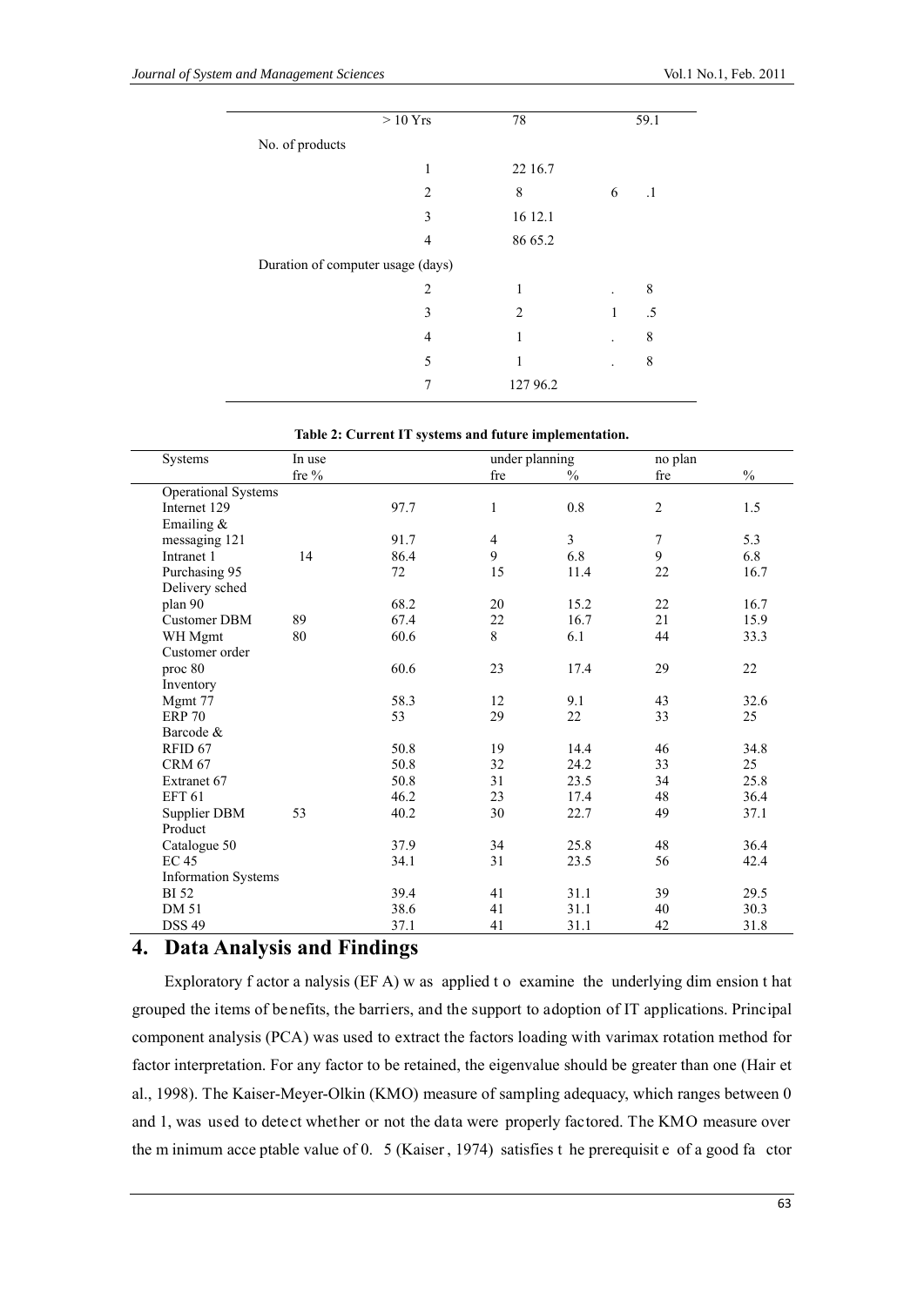|  |  |  |
|---|---|---|
| > 10 Yrs | 78 | 59.1 |
| No. of products |  |  |
| 1 | 22 16.7 |  |
| 2 | 8 | 6 .1 |
| 3 | 16 12.1 |  |
| 4 | 86 65.2 |  |
| Duration of computer usage (days) |  |  |
| 2 | 1 | . 8 |
| 3 | 2 | 1 .5 |
| 4 | 1 | . 8 |
| 5 | 1 | . 8 |
| 7 | 127 96.2 |  |

**Table 2: Current IT systems and future implementation.**

| Systems | In use |  | under planning |  | no plan |  |
|---|---|---|---|---|---|---|
|  | fre % |  | fre | % | fre | % |
| Operational Systems |  |  |  |  |  |  |
| Internet 129 |  | 97.7 | 1 | 0.8 | 2 | 1.5 |
| Emailing & messaging 121 |  | 91.7 | 4 | 3 | 7 | 5.3 |
| Intranet 1 | 14 | 86.4 | 9 | 6.8 | 9 | 6.8 |
| Purchasing 95 |  | 72 | 15 | 11.4 | 22 | 16.7 |
| Delivery sched plan 90 |  | 68.2 | 20 | 15.2 | 22 | 16.7 |
| Customer DBM | 89 | 67.4 | 22 | 16.7 | 21 | 15.9 |
| WH Mgmt | 80 | 60.6 | 8 | 6.1 | 44 | 33.3 |
| Customer order proc 80 |  | 60.6 | 23 | 17.4 | 29 | 22 |
| Inventory Mgmt 77 |  | 58.3 | 12 | 9.1 | 43 | 32.6 |
| ERP 70 |  | 53 | 29 | 22 | 33 | 25 |
| Barcode & RFID 67 |  | 50.8 | 19 | 14.4 | 46 | 34.8 |
| CRM 67 |  | 50.8 | 32 | 24.2 | 33 | 25 |
| Extranet 67 |  | 50.8 | 31 | 23.5 | 34 | 25.8 |
| EFT 61 |  | 46.2 | 23 | 17.4 | 48 | 36.4 |
| Supplier DBM | 53 | 40.2 | 30 | 22.7 | 49 | 37.1 |
| Product Catalogue 50 |  | 37.9 | 34 | 25.8 | 48 | 36.4 |
| EC 45 |  | 34.1 | 31 | 23.5 | 56 | 42.4 |
| Information Systems |  |  |  |  |  |  |
| BI 52 |  | 39.4 | 41 | 31.1 | 39 | 29.5 |
| DM 51 |  | 38.6 | 41 | 31.1 | 40 | 30.3 |
| DSS 49 |  | 37.1 | 41 | 31.1 | 42 | 31.8 |

# 4. Data Analysis and Findings

Exploratory factor analysis (EFA) was applied to examine the underlying dimension that grouped the items of benefits, the barriers, and the support to adoption of IT applications. Principal component analysis (PCA) was used to extract the factors loading with varimax rotation method for factor interpretation. For any factor to be retained, the eigenvalue should be greater than one (Hair et al., 1998). The Kaiser-Meyer-Olkin (KMO) measure of sampling adequacy, which ranges between 0 and 1, was used to detect whether or not the data were properly factored. The KMO measure over the minimum acceptable value of 0. 5 (Kaiser, 1974) satisfies the prerequisite of a good factor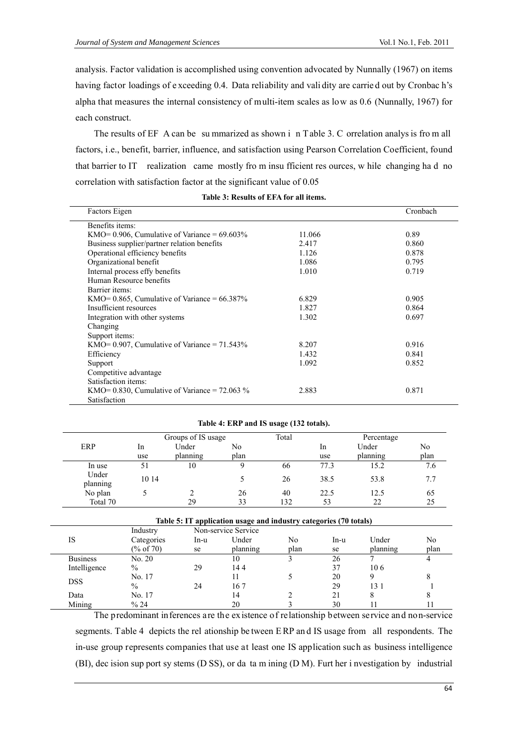analysis. Factor validation is accomplished using convention advocated by Nunnally (1967) on items having factor loadings of exceeding 0.4. Data reliability and validity are carried out by Cronbach's alpha that measures the internal consistency of multi-item scales as low as 0.6 (Nunnally, 1967) for each construct.

The results of EFA can be summarized as shown in Table 3. Correlation analysis is from all factors, i.e., benefit, barrier, influence, and satisfaction using Pearson Correlation Coefficient, found that barrier to IT realization came mostly from insufficient resources, while changing had no correlation with satisfaction factor at the significant value of 0.05

**Table 3: Results of EFA for all items.**

| Factors Eigen | | Cronbach |
|---|---|---|
| Benefits items: | | |
| KMO= 0.906, Cumulative of Variance = 69.603% | 11.066 | 0.89 |
| Business supplier/partner relation benefits | 2.417 | 0.860 |
| Operational efficiency benefits | 1.126 | 0.878 |
| Organizational benefit | 1.086 | 0.795 |
| Internal process effy benefits | 1.010 | 0.719 |
| Human Resource benefits | | |
| Barrier items: | | |
| KMO= 0.865, Cumulative of Variance = 66.387% | 6.829 | 0.905 |
| Insufficient resources | 1.827 | 0.864 |
| Integration with other systems | 1.302 | 0.697 |
| Changing | | |
| Support items: | | |
| KMO= 0.907, Cumulative of Variance = 71.543% | 8.207 | 0.916 |
| Efficiency | 1.432 | 0.841 |
| Support | 1.092 | 0.852 |
| Competitive advantage | | |
| Satisfaction items: | | |
| KMO= 0.830, Cumulative of Variance = 72.063 % | 2.883 | 0.871 |
| Satisfaction | | |

**Table 4: ERP and IS usage (132 totals).**

| ERP | Groups of IS usage | | | Total | Percentage | | |
|---|---|---|---|---|---|---|---|
| | In use | Under planning | No plan | | In use | Under planning | No plan |
| In use | 51 | 10 | 9 | 66 | 77.3 | 15.2 | 7.6 |
| Under planning | 10 14 | | 5 | 26 | 38.5 | 53.8 | 7.7 |
| No plan | 5 | 2 | 26 | 40 | 22.5 | 12.5 | 65 |
| Total 70 | | 29 | 33 | 132 | 53 | 22 | 25 |

**Table 5: IT application usage and industry categories (70 totals)**

| IS | Industry Categories (% of 70) | Non-service | | | Service | | |
|---|---|---|---|---|---|---|---|
| | | In-use | Under planning | No plan | In-use | Under planning | No plan |
| Business | No. 20 | | 10 | 3 | 26 | 7 | 4 |
| Intelligence | % | 29 | 14 4 | | 37 | 10 6 | |
| DSS | No. 17 | | 11 | 5 | 20 | 9 | 8 |
| | % | 24 | 16 7 | | 29 | 13 1 | 1 |
| Data | No. 17 | | 14 | 2 | 21 | 8 | 8 |
| Mining | % 24 | | 20 | 3 | 30 | 11 | 11 |

The predominant inferences are the existence of relationship between service and non-service segments. Table 4 depicts the relationship between ERP and IS usage from all respondents. The in-use group represents companies that use at least one IS application such as business intelligence (BI), decision support systems (DSS), or data mining (DM). Further investigation by industrial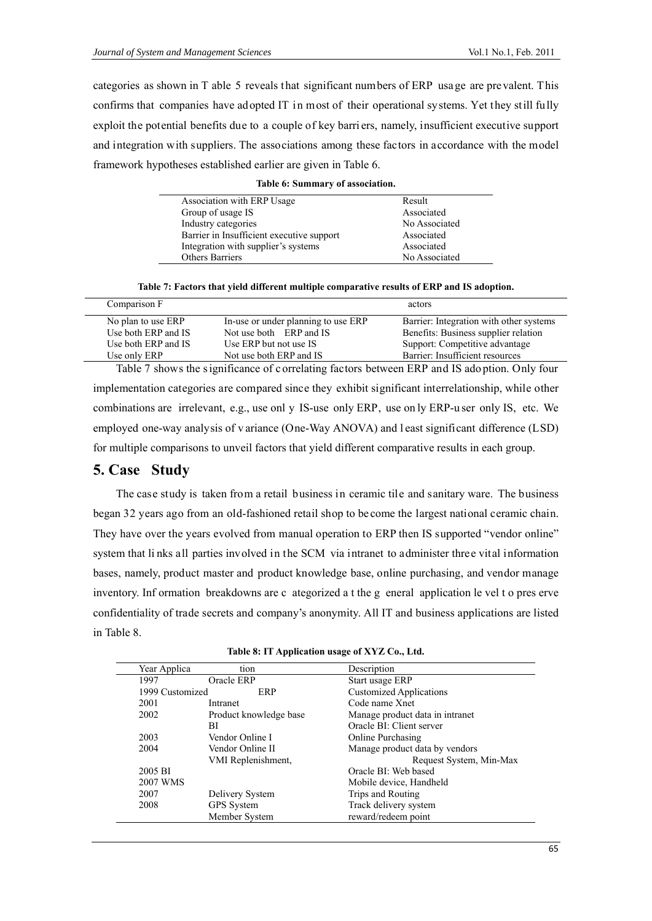categories as shown in Table 5 reveals that significant numbers of ERP usage are prevalent. This confirms that companies have adopted IT in most of their operational systems. Yet they still fully exploit the potential benefits due to a couple of key barriers, namely, insufficient executive support and integration with suppliers. The associations among these factors in accordance with the model framework hypotheses established earlier are given in Table 6.

**Table 6: Summary of association.**

| Association with ERP Usage | Result |
|---|---|
| Group of usage IS | Associated |
| Industry categories | No Associated |
| Barrier in Insufficient executive support | Associated |
| Integration with supplier's systems | Associated |
| Others Barriers | No Associated |

**Table 7: Factors that yield different multiple comparative results of ERP and IS adoption.**

| Comparison | | Factors |
|---|---|---|
| No plan to use ERP | In-use or under planning to use ERP | Barrier: Integration with other systems |
| Use both ERP and IS | Not use both ERP and IS | Benefits: Business supplier relation |
| Use both ERP and IS | Use ERP but not use IS | Support: Competitive advantage |
| Use only ERP | Not use both ERP and IS | Barrier: Insufficient resources |

Table 7 shows the significance of correlating factors between ERP and IS adoption. Only four implementation categories are compared since they exhibit significant interrelationship, while other combinations are irrelevant, e.g., use only IS-use only ERP, use only ERP-user only IS, etc. We employed one-way analysis of variance (One-Way ANOVA) and least significant difference (LSD) for multiple comparisons to unveil factors that yield different comparative results in each group.

## 5. Case Study

The case study is taken from a retail business in ceramic tile and sanitary ware. The business began 32 years ago from an old-fashioned retail shop to become the largest national ceramic chain. They have over the years evolved from manual operation to ERP then IS supported "vendor online" system that links all parties involved in the SCM via intranet to administer three vital information bases, namely, product master and product knowledge base, online purchasing, and vendor manage inventory. Information breakdowns are categorized at the general application level to preserve confidentiality of trade secrets and company's anonymity. All IT and business applications are listed in Table 8.

**Table 8: IT Application usage of XYZ Co., Ltd.**

| Year | Application | Description |
|---|---|---|
| 1997 | Oracle ERP | Start usage ERP |
| 1999 | Customized ERP | Customized Applications |
| 2001 | Intranet | Code name Xnet |
| 2002 | Product knowledge base | Manage product data in intranet |
| | BI | Oracle BI: Client server |
| 2003 | Vendor Online I | Online Purchasing |
| 2004 | Vendor Online II | Manage product data by vendors |
| | VMI Replenishment, | Request System, Min-Max |
| 2005 | BI | Oracle BI: Web based |
| 2007 | WMS | Mobile device, Handheld |
| 2007 | Delivery System | Trips and Routing |
| 2008 | GPS System | Track delivery system |
| | Member System | reward/redeem point |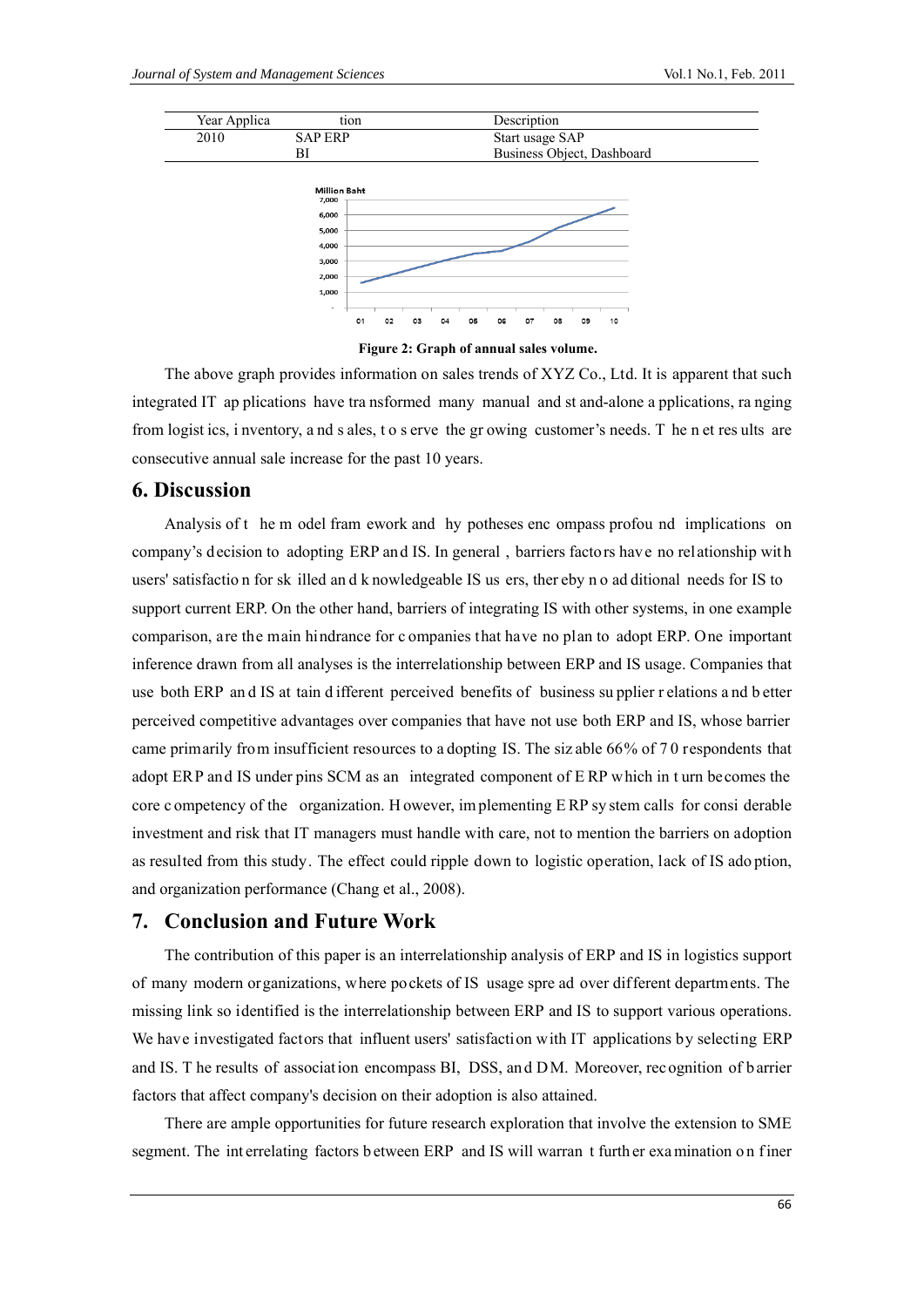| Year | Application | Description |
|---|---|---|
| 2010 | SAP ERP | Start usage SAP |
| | BI | Business Object, Dashboard |

**Figure 2: Graph of annual sales volume.**

The above graph provides information on sales trends of XYZ Co., Ltd. It is apparent that such integrated IT applications have transformed many manual and stand-alone applications, ranging from logistics, inventory, and sales, to serve the growing customer's needs. The net results are consecutive annual sale increase for the past 10 years.

## 6. Discussion

Analysis of the model framework and hypotheses encompass profound implications on company's decision to adopting ERP and IS. In general, barriers factors have no relationship with users' satisfaction for skilled and knowledgeable IS users, thereby no additional needs for IS to support current ERP. On the other hand, barriers of integrating IS with other systems, in one example comparison, are the main hindrance for companies that have no plan to adopt ERP. One important inference drawn from all analyses is the interrelationship between ERP and IS usage. Companies that use both ERP and IS attain different perceived benefits of business supplier relations and better perceived competitive advantages over companies that have not use both ERP and IS, whose barrier came primarily from insufficient resources to adopting IS. The sizable 66% of 70 respondents that adopt ERP and IS underpins SCM as an integrated component of ERP which in turn becomes the core competency of the organization. However, implementing ERP system calls for considerable investment and risk that IT managers must handle with care, not to mention the barriers on adoption as resulted from this study. The effect could ripple down to logistic operation, lack of IS adoption, and organization performance (Chang et al., 2008).

## 7. Conclusion and Future Work

The contribution of this paper is an interrelationship analysis of ERP and IS in logistics support of many modern organizations, where pockets of IS usage spread over different departments. The missing link so identified is the interrelationship between ERP and IS to support various operations. We have investigated factors that influent users' satisfaction with IT applications by selecting ERP and IS. The results of association encompass BI, DSS, and DM. Moreover, recognition of barrier factors that affect company's decision on their adoption is also attained.

There are ample opportunities for future research exploration that involve the extension to SME segment. The interrelating factors between ERP and IS will warrant further examination on finer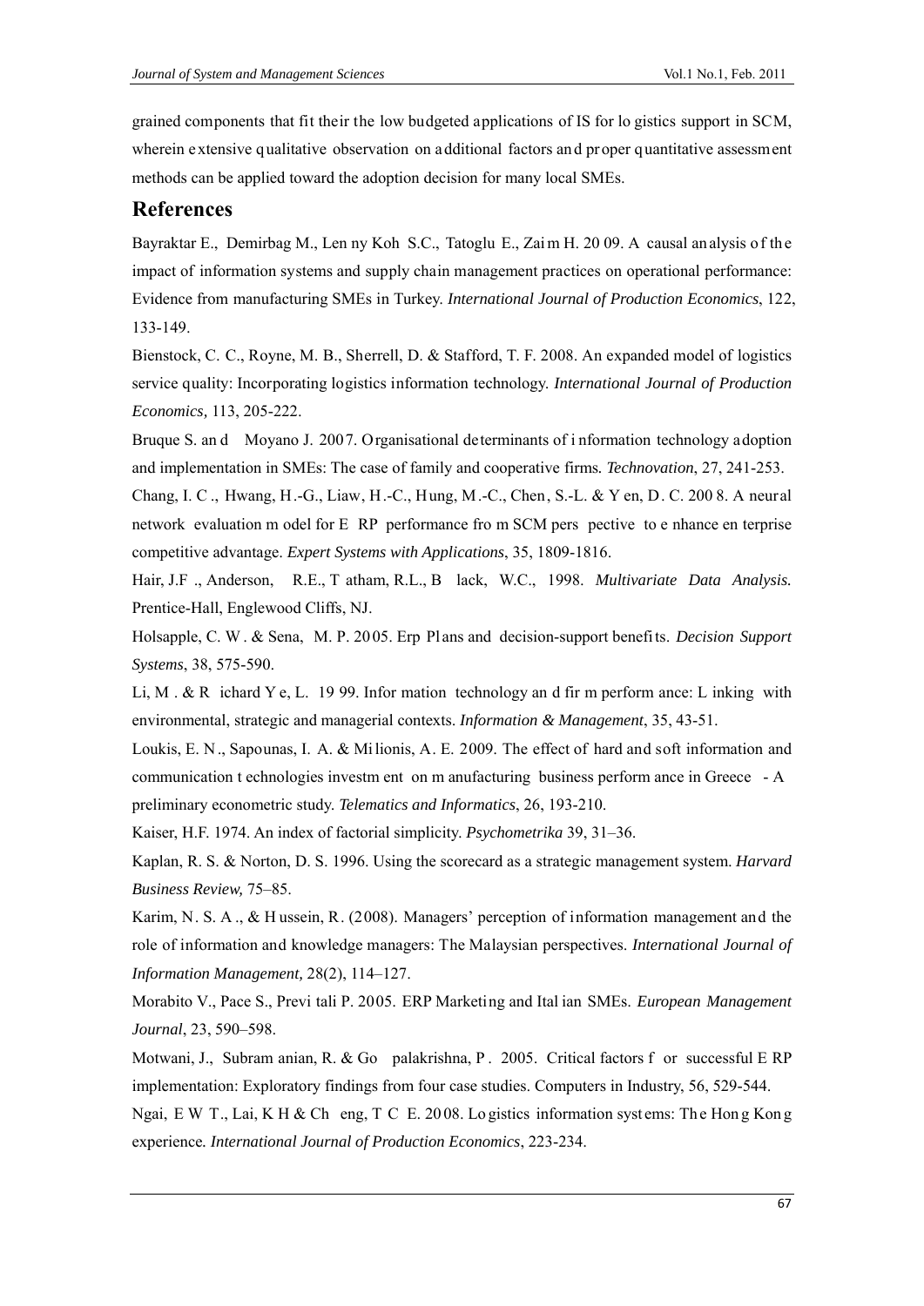grained components that fit their the low budgeted applications of IS for logistics support in SCM, wherein extensive qualitative observation on additional factors and proper quantitative assessment methods can be applied toward the adoption decision for many local SMEs.

## References

Bayraktar E., Demirbag M., Lenny Koh S.C., Tatoglu E., Zaim H. 2009. A causal analysis of the impact of information systems and supply chain management practices on operational performance: Evidence from manufacturing SMEs in Turkey. *International Journal of Production Economics*, 122, 133-149.

Bienstock, C. C., Royne, M. B., Sherrell, D. & Stafford, T. F. 2008. An expanded model of logistics service quality: Incorporating logistics information technology. *International Journal of Production Economics,* 113, 205-222.

Bruque S. and Moyano J. 2007. Organisational determinants of information technology adoption and implementation in SMEs: The case of family and cooperative firms. *Technovation*, 27, 241-253.

Chang, I. C., Hwang, H.-G., Liaw, H.-C., Hung, M.-C., Chen, S.-L. & Yen, D. C. 2008. A neural network evaluation model for ERP performance from SCM perspective to enhance enterprise competitive advantage. *Expert Systems with Applications*, 35, 1809-1816.

Hair, J.F., Anderson, R.E., Tatham, R.L., Black, W.C., 1998. *Multivariate Data Analysis.* Prentice-Hall, Englewood Cliffs, NJ.

Holsapple, C. W. & Sena, M. P. 2005. Erp Plans and decision-support benefits. *Decision Support Systems*, 38, 575-590.

Li, M. & Richard Ye, L. 1999. Information technology and firm performance: Linking with environmental, strategic and managerial contexts. *Information & Management*, 35, 43-51.

Loukis, E. N., Sapounas, I. A. & Milionis, A. E. 2009. The effect of hard and soft information and communication technologies investment on manufacturing business performance in Greece - A preliminary econometric study. *Telematics and Informatics*, 26, 193-210.

Kaiser, H.F. 1974. An index of factorial simplicity. *Psychometrika* 39, 31–36.

Kaplan, R. S. & Norton, D. S. 1996. Using the scorecard as a strategic management system. *Harvard Business Review,* 75–85.

Karim, N. S. A., & Hussein, R. (2008). Managers' perception of information management and the role of information and knowledge managers: The Malaysian perspectives. *International Journal of Information Management,* 28(2), 114–127.

Morabito V., Pace S., Previtali P. 2005. ERP Marketing and Italian SMEs. *European Management Journal*, 23, 590–598.

Motwani, J., Subramanian, R. & Gopalakrishna, P. 2005. Critical factors for successful ERP implementation: Exploratory findings from four case studies. Computers in Industry, 56, 529-544.

Ngai, E W T., Lai, K H & Cheng, T C E. 2008. Logistics information systems: The Hong Kong experience. *International Journal of Production Economics*, 223-234.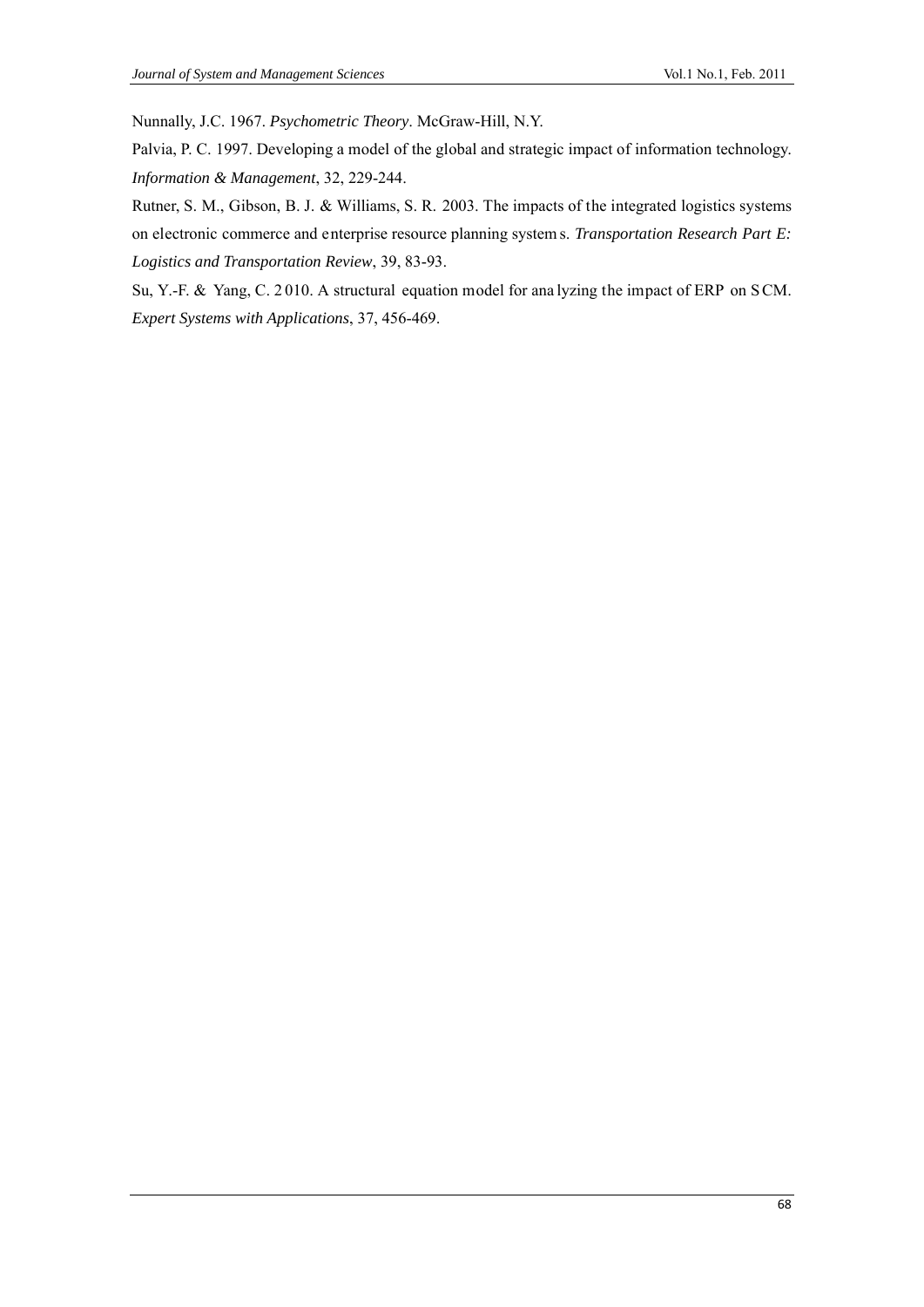Nunnally, J.C. 1967. *Psychometric Theory*. McGraw-Hill, N.Y.

Palvia, P. C. 1997. Developing a model of the global and strategic impact of information technology. *Information & Management*, 32, 229-244.

Rutner, S. M., Gibson, B. J. & Williams, S. R. 2003. The impacts of the integrated logistics systems on electronic commerce and enterprise resource planning systems. *Transportation Research Part E: Logistics and Transportation Review*, 39, 83-93.

Su, Y.-F. & Yang, C. 2010. A structural equation model for analyzing the impact of ERP on SCM. *Expert Systems with Applications*, 37, 456-469.